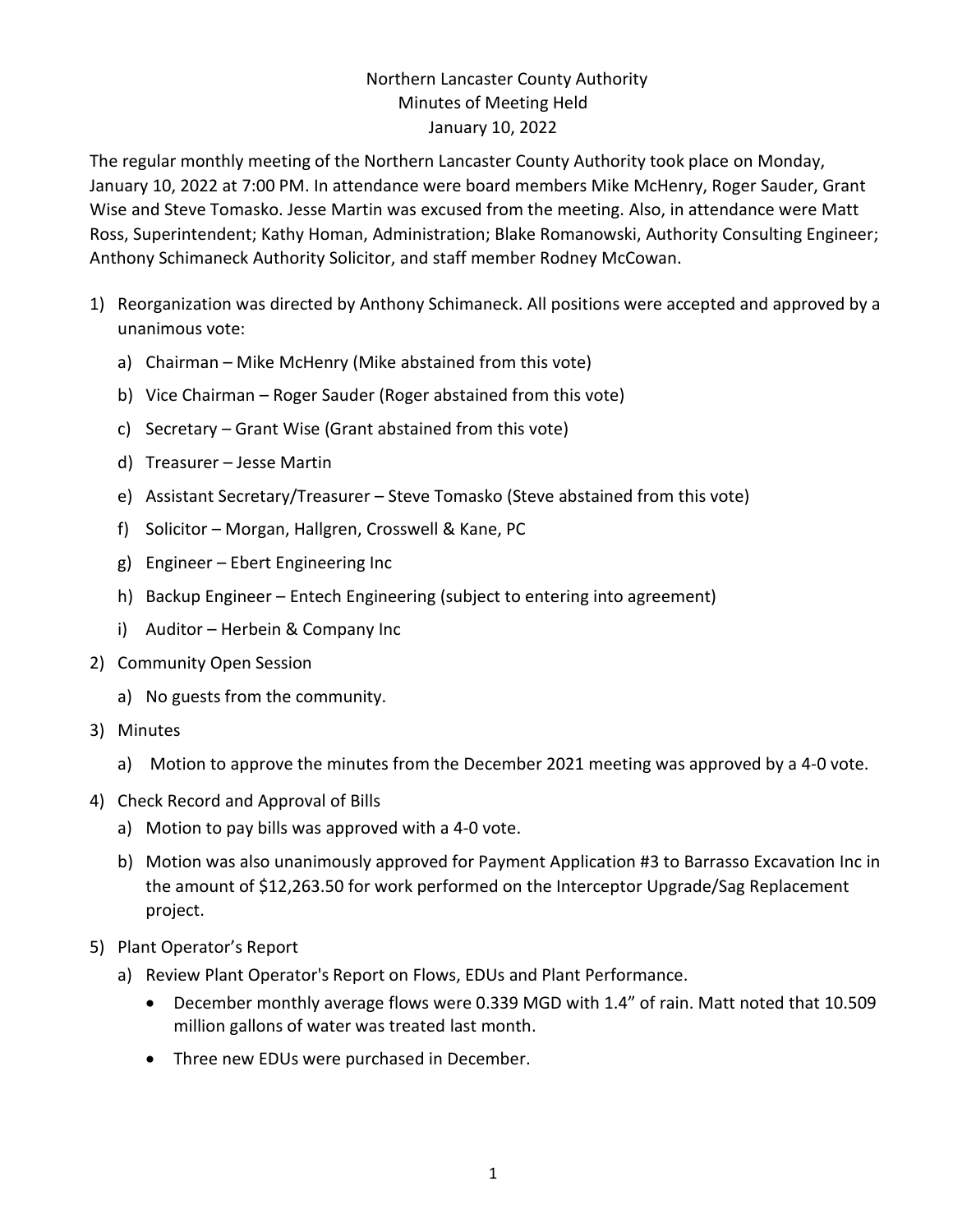# Northern Lancaster County Authority
## Minutes of Meeting Held
## January 10, 2022

The regular monthly meeting of the Northern Lancaster County Authority took place on Monday, January 10, 2022 at 7:00 PM. In attendance were board members Mike McHenry, Roger Sauder, Grant Wise and Steve Tomasko. Jesse Martin was excused from the meeting. Also, in attendance were Matt Ross, Superintendent; Kathy Homan, Administration; Blake Romanowski, Authority Consulting Engineer; Anthony Schimaneck Authority Solicitor, and staff member Rodney McCowan.

1) Reorganization was directed by Anthony Schimaneck. All positions were accepted and approved by a unanimous vote:
   a) Chairman – Mike McHenry (Mike abstained from this vote)
   b) Vice Chairman – Roger Sauder (Roger abstained from this vote)
   c) Secretary – Grant Wise (Grant abstained from this vote)
   d) Treasurer – Jesse Martin
   e) Assistant Secretary/Treasurer – Steve Tomasko (Steve abstained from this vote)
   f) Solicitor – Morgan, Hallgren, Crosswell & Kane, PC
   g) Engineer – Ebert Engineering Inc
   h) Backup Engineer – Entech Engineering (subject to entering into agreement)
   i) Auditor – Herbein & Company Inc
2) Community Open Session
   a) No guests from the community.
3) Minutes
   a) Motion to approve the minutes from the December 2021 meeting was approved by a 4-0 vote.
4) Check Record and Approval of Bills
   a) Motion to pay bills was approved with a 4-0 vote.
   b) Motion was also unanimously approved for Payment Application #3 to Barrasso Excavation Inc in the amount of $12,263.50 for work performed on the Interceptor Upgrade/Sag Replacement project.
5) Plant Operator's Report
   a) Review Plant Operator's Report on Flows, EDUs and Plant Performance.
      - December monthly average flows were 0.339 MGD with 1.4" of rain. Matt noted that 10.509 million gallons of water was treated last month.
      - Three new EDUs were purchased in December.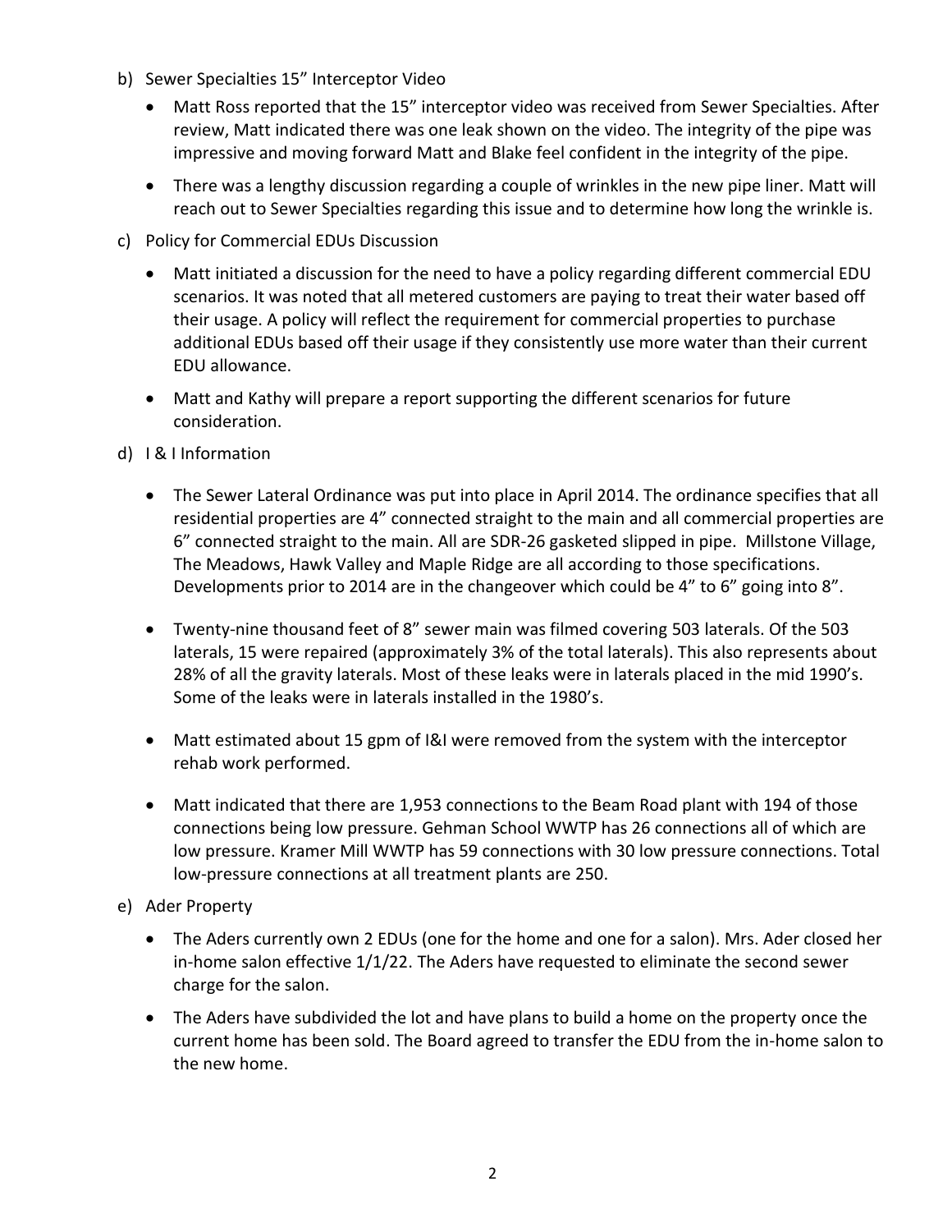b) Sewer Specialties 15" Interceptor Video

- Matt Ross reported that the 15" interceptor video was received from Sewer Specialties. After review, Matt indicated there was one leak shown on the video. The integrity of the pipe was impressive and moving forward Matt and Blake feel confident in the integrity of the pipe.
- There was a lengthy discussion regarding a couple of wrinkles in the new pipe liner. Matt will reach out to Sewer Specialties regarding this issue and to determine how long the wrinkle is.

c) Policy for Commercial EDUs Discussion

- Matt initiated a discussion for the need to have a policy regarding different commercial EDU scenarios. It was noted that all metered customers are paying to treat their water based off their usage. A policy will reflect the requirement for commercial properties to purchase additional EDUs based off their usage if they consistently use more water than their current EDU allowance.
- Matt and Kathy will prepare a report supporting the different scenarios for future consideration.

d) I & I Information

- The Sewer Lateral Ordinance was put into place in April 2014. The ordinance specifies that all residential properties are 4" connected straight to the main and all commercial properties are 6" connected straight to the main. All are SDR-26 gasketed slipped in pipe. Millstone Village, The Meadows, Hawk Valley and Maple Ridge are all according to those specifications. Developments prior to 2014 are in the changeover which could be 4" to 6" going into 8".
- Twenty-nine thousand feet of 8" sewer main was filmed covering 503 laterals. Of the 503 laterals, 15 were repaired (approximately 3% of the total laterals). This also represents about 28% of all the gravity laterals. Most of these leaks were in laterals placed in the mid 1990's. Some of the leaks were in laterals installed in the 1980's.
- Matt estimated about 15 gpm of I&I were removed from the system with the interceptor rehab work performed.
- Matt indicated that there are 1,953 connections to the Beam Road plant with 194 of those connections being low pressure. Gehman School WWTP has 26 connections all of which are low pressure. Kramer Mill WWTP has 59 connections with 30 low pressure connections. Total low-pressure connections at all treatment plants are 250.

e) Ader Property

- The Aders currently own 2 EDUs (one for the home and one for a salon). Mrs. Ader closed her in-home salon effective 1/1/22. The Aders have requested to eliminate the second sewer charge for the salon.
- The Aders have subdivided the lot and have plans to build a home on the property once the current home has been sold. The Board agreed to transfer the EDU from the in-home salon to the new home.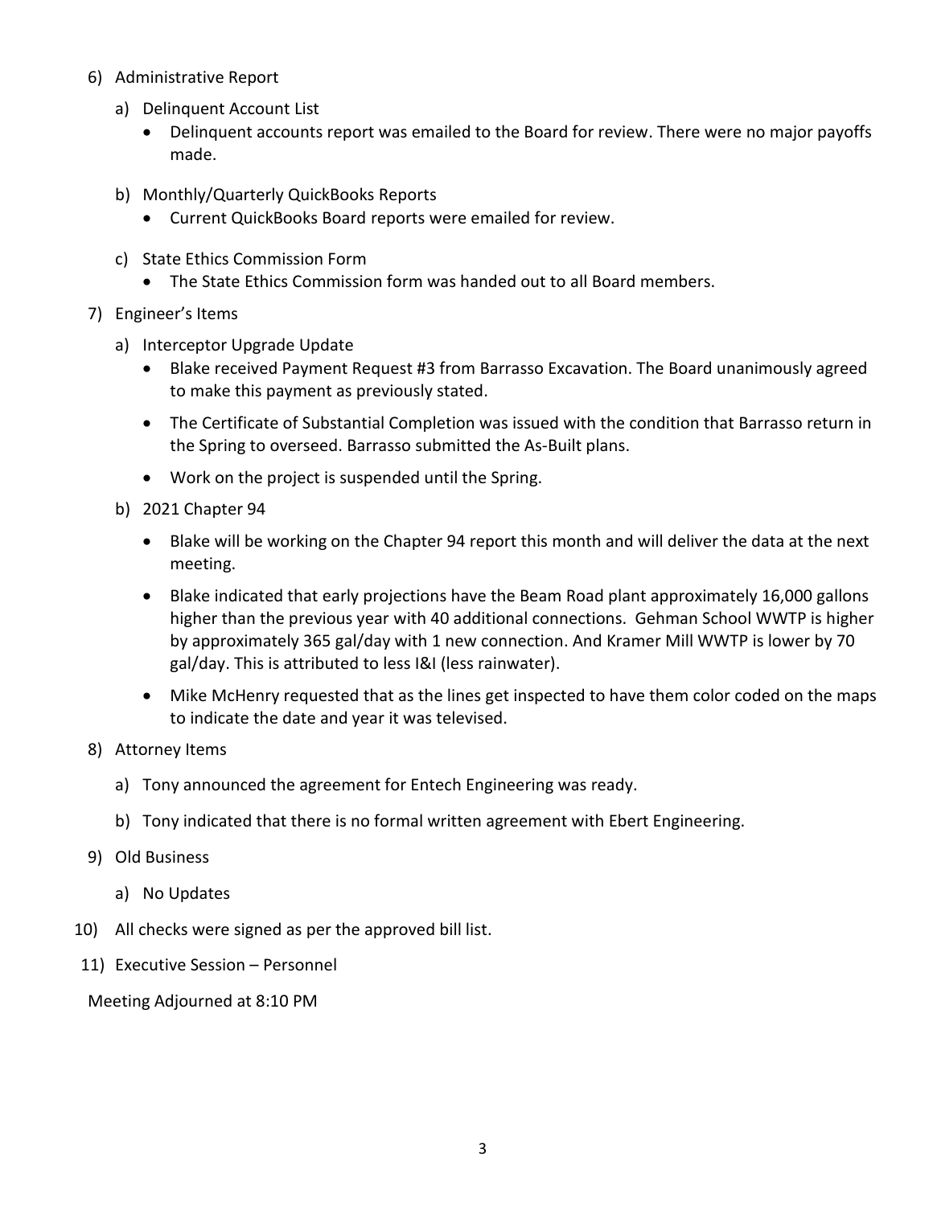6) Administrative Report
   a) Delinquent Account List
      - Delinquent accounts report was emailed to the Board for review. There were no major payoffs made.
   b) Monthly/Quarterly QuickBooks Reports
      - Current QuickBooks Board reports were emailed for review.
   c) State Ethics Commission Form
      - The State Ethics Commission form was handed out to all Board members.
7) Engineer's Items
   a) Interceptor Upgrade Update
      - Blake received Payment Request #3 from Barrasso Excavation. The Board unanimously agreed to make this payment as previously stated.
      - The Certificate of Substantial Completion was issued with the condition that Barrasso return in the Spring to overseed. Barrasso submitted the As-Built plans.
      - Work on the project is suspended until the Spring.
   b) 2021 Chapter 94
      - Blake will be working on the Chapter 94 report this month and will deliver the data at the next meeting.
      - Blake indicated that early projections have the Beam Road plant approximately 16,000 gallons higher than the previous year with 40 additional connections. Gehman School WWTP is higher by approximately 365 gal/day with 1 new connection. And Kramer Mill WWTP is lower by 70 gal/day. This is attributed to less I&I (less rainwater).
      - Mike McHenry requested that as the lines get inspected to have them color coded on the maps to indicate the date and year it was televised.
8) Attorney Items
   a) Tony announced the agreement for Entech Engineering was ready.
   b) Tony indicated that there is no formal written agreement with Ebert Engineering.
9) Old Business
   a) No Updates
10) All checks were signed as per the approved bill list.
11) Executive Session – Personnel

Meeting Adjourned at 8:10 PM